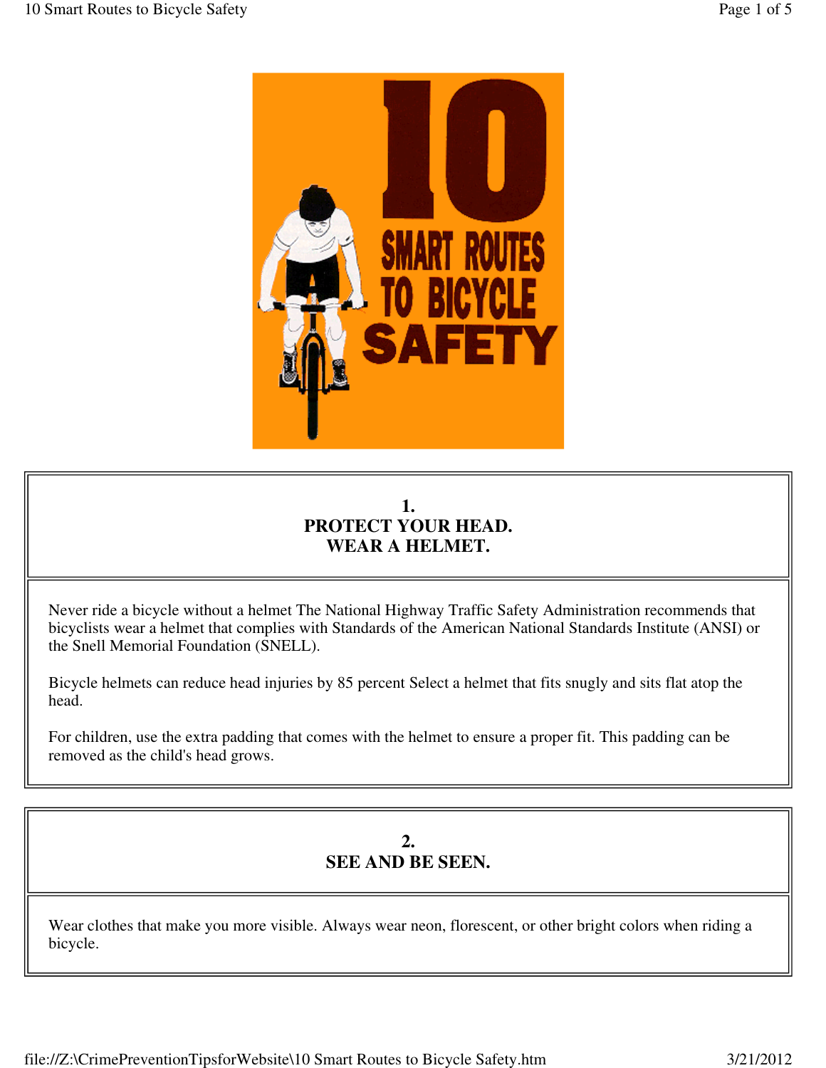# 10 SMART ROUTES TO BICYCLE SAFETY

## 1. PROTECT YOUR HEAD. WEAR A HELMET.

Never ride a bicycle without a helmet The National Highway Traffic Safety Administration recommends that bicyclists wear a helmet that complies with Standards of the American National Standards Institute (ANSI) or the Snell Memorial Foundation (SNELL).

Bicycle helmets can reduce head injuries by 85 percent Select a helmet that fits snugly and sits flat atop the head.

For children, use the extra padding that comes with the helmet to ensure a proper fit. This padding can be removed as the child's head grows.

## 2. SEE AND BE SEEN.

Wear clothes that make you more visible. Always wear neon, florescent, or other bright colors when riding a bicycle.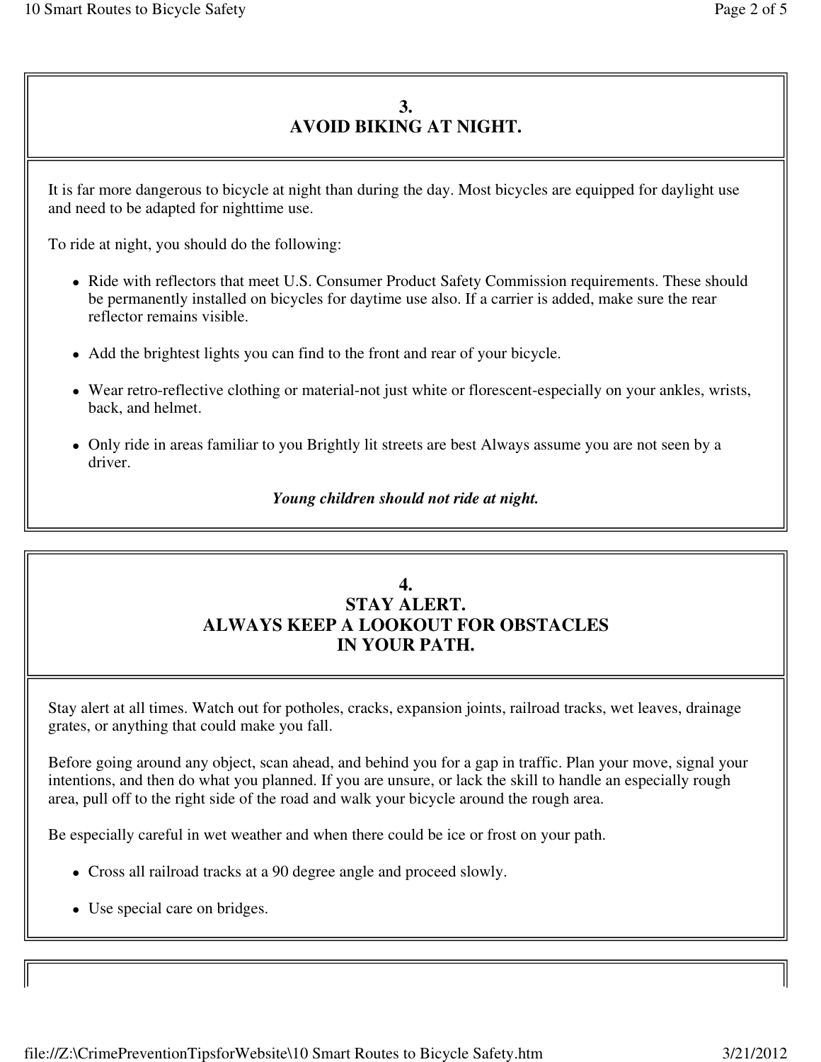## 3.
## AVOID BIKING AT NIGHT.

It is far more dangerous to bicycle at night than during the day. Most bicycles are equipped for daylight use and need to be adapted for nighttime use.

To ride at night, you should do the following:

- Ride with reflectors that meet U.S. Consumer Product Safety Commission requirements. These should be permanently installed on bicycles for daytime use also. If a carrier is added, make sure the rear reflector remains visible.
- Add the brightest lights you can find to the front and rear of your bicycle.
- Wear retro-reflective clothing or material-not just white or florescent-especially on your ankles, wrists, back, and helmet.
- Only ride in areas familiar to you Brightly lit streets are best Always assume you are not seen by a driver.

***Young children should not ride at night.***

## 4.
## STAY ALERT.
## ALWAYS KEEP A LOOKOUT FOR OBSTACLES IN YOUR PATH.

Stay alert at all times. Watch out for potholes, cracks, expansion joints, railroad tracks, wet leaves, drainage grates, or anything that could make you fall.

Before going around any object, scan ahead, and behind you for a gap in traffic. Plan your move, signal your intentions, and then do what you planned. If you are unsure, or lack the skill to handle an especially rough area, pull off to the right side of the road and walk your bicycle around the rough area.

Be especially careful in wet weather and when there could be ice or frost on your path.

- Cross all railroad tracks at a 90 degree angle and proceed slowly.
- Use special care on bridges.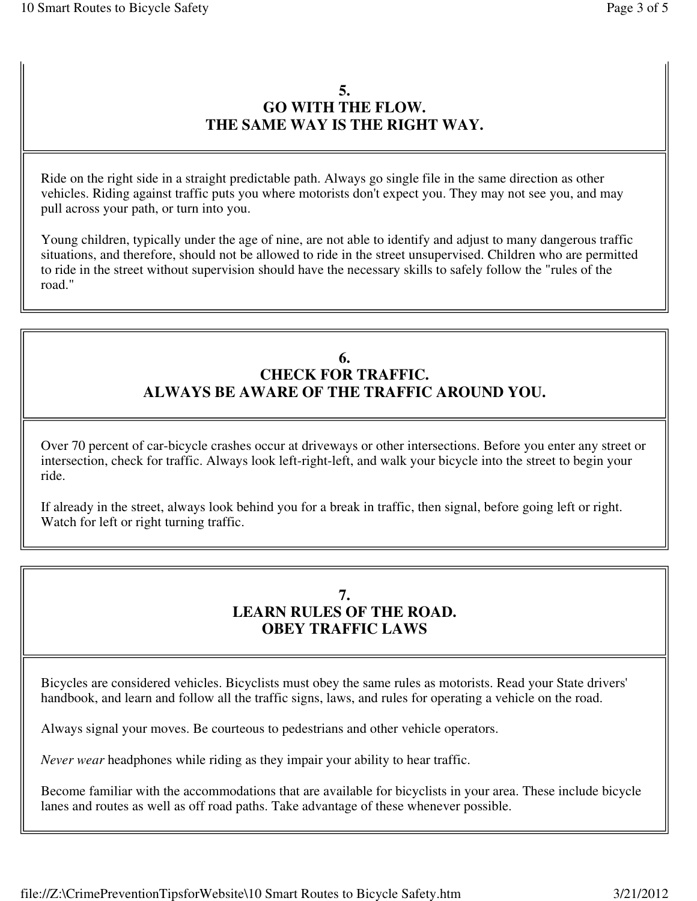## 5.
## GO WITH THE FLOW.
## THE SAME WAY IS THE RIGHT WAY.

Ride on the right side in a straight predictable path. Always go single file in the same direction as other vehicles. Riding against traffic puts you where motorists don't expect you. They may not see you, and may pull across your path, or turn into you.

Young children, typically under the age of nine, are not able to identify and adjust to many dangerous traffic situations, and therefore, should not be allowed to ride in the street unsupervised. Children who are permitted to ride in the street without supervision should have the necessary skills to safely follow the "rules of the road."

## 6.
## CHECK FOR TRAFFIC.
## ALWAYS BE AWARE OF THE TRAFFIC AROUND YOU.

Over 70 percent of car-bicycle crashes occur at driveways or other intersections. Before you enter any street or intersection, check for traffic. Always look left-right-left, and walk your bicycle into the street to begin your ride.

If already in the street, always look behind you for a break in traffic, then signal, before going left or right. Watch for left or right turning traffic.

## 7.
## LEARN RULES OF THE ROAD.
## OBEY TRAFFIC LAWS

Bicycles are considered vehicles. Bicyclists must obey the same rules as motorists. Read your State drivers' handbook, and learn and follow all the traffic signs, laws, and rules for operating a vehicle on the road.

Always signal your moves. Be courteous to pedestrians and other vehicle operators.

*Never wear* headphones while riding as they impair your ability to hear traffic.

Become familiar with the accommodations that are available for bicyclists in your area. These include bicycle lanes and routes as well as off road paths. Take advantage of these whenever possible.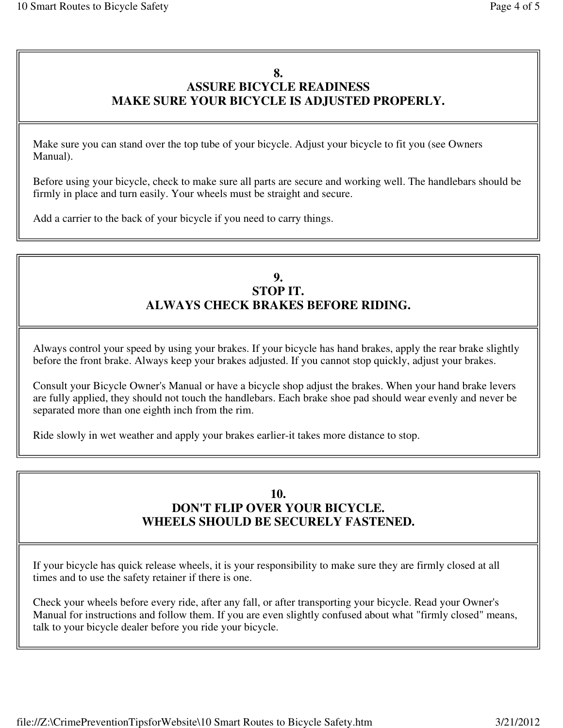## 8.
## ASSURE BICYCLE READINESS
## MAKE SURE YOUR BICYCLE IS ADJUSTED PROPERLY.

Make sure you can stand over the top tube of your bicycle. Adjust your bicycle to fit you (see Owners Manual).

Before using your bicycle, check to make sure all parts are secure and working well. The handlebars should be firmly in place and turn easily. Your wheels must be straight and secure.

Add a carrier to the back of your bicycle if you need to carry things.

## 9.
## STOP IT.
## ALWAYS CHECK BRAKES BEFORE RIDING.

Always control your speed by using your brakes. If your bicycle has hand brakes, apply the rear brake slightly before the front brake. Always keep your brakes adjusted. If you cannot stop quickly, adjust your brakes.

Consult your Bicycle Owner's Manual or have a bicycle shop adjust the brakes. When your hand brake levers are fully applied, they should not touch the handlebars. Each brake shoe pad should wear evenly and never be separated more than one eighth inch from the rim.

Ride slowly in wet weather and apply your brakes earlier-it takes more distance to stop.

## 10.
## DON'T FLIP OVER YOUR BICYCLE.
## WHEELS SHOULD BE SECURELY FASTENED.

If your bicycle has quick release wheels, it is your responsibility to make sure they are firmly closed at all times and to use the safety retainer if there is one.

Check your wheels before every ride, after any fall, or after transporting your bicycle. Read your Owner's Manual for instructions and follow them. If you are even slightly confused about what "firmly closed" means, talk to your bicycle dealer before you ride your bicycle.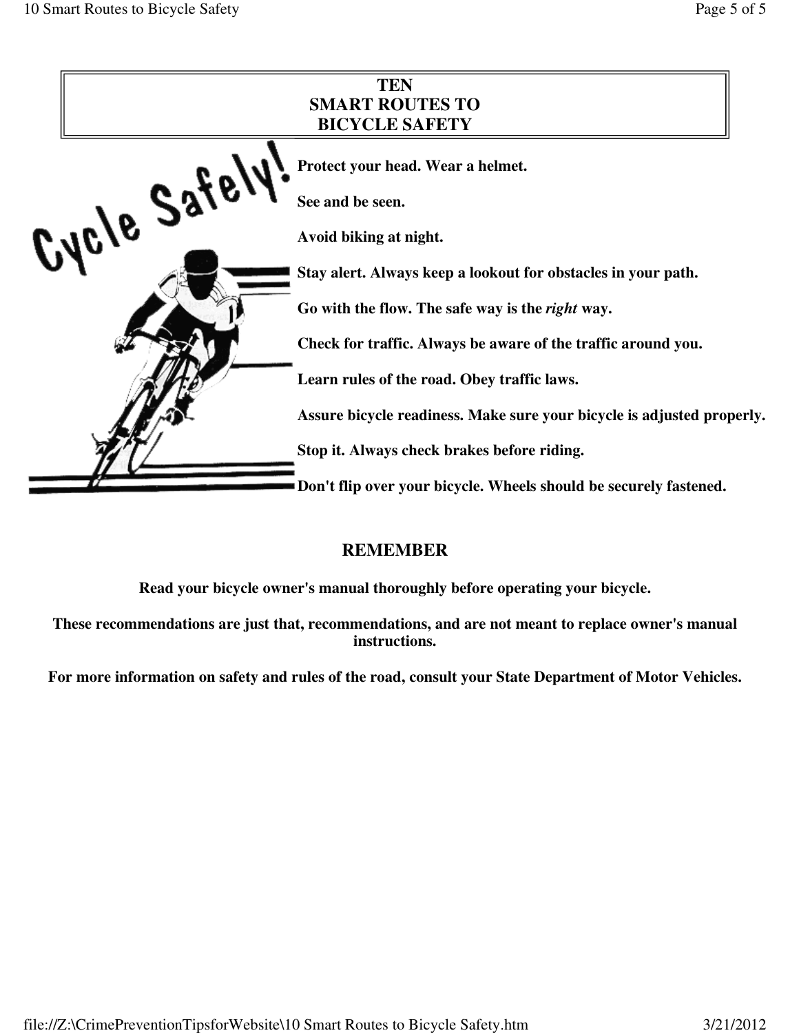# TEN SMART ROUTES TO BICYCLE SAFETY

**Protect your head. Wear a helmet.**

**See and be seen.**

**Avoid biking at night.**

**Stay alert. Always keep a lookout for obstacles in your path.**

**Go with the flow. The safe way is the *right* way.**

**Check for traffic. Always be aware of the traffic around you.**

**Learn rules of the road. Obey traffic laws.**

**Assure bicycle readiness. Make sure your bicycle is adjusted properly.**

**Stop it. Always check brakes before riding.**

**Don't flip over your bicycle. Wheels should be securely fastened.**

## REMEMBER

**Read your bicycle owner's manual thoroughly before operating your bicycle.**

**These recommendations are just that, recommendations, and are not meant to replace owner's manual instructions.**

**For more information on safety and rules of the road, consult your State Department of Motor Vehicles.**